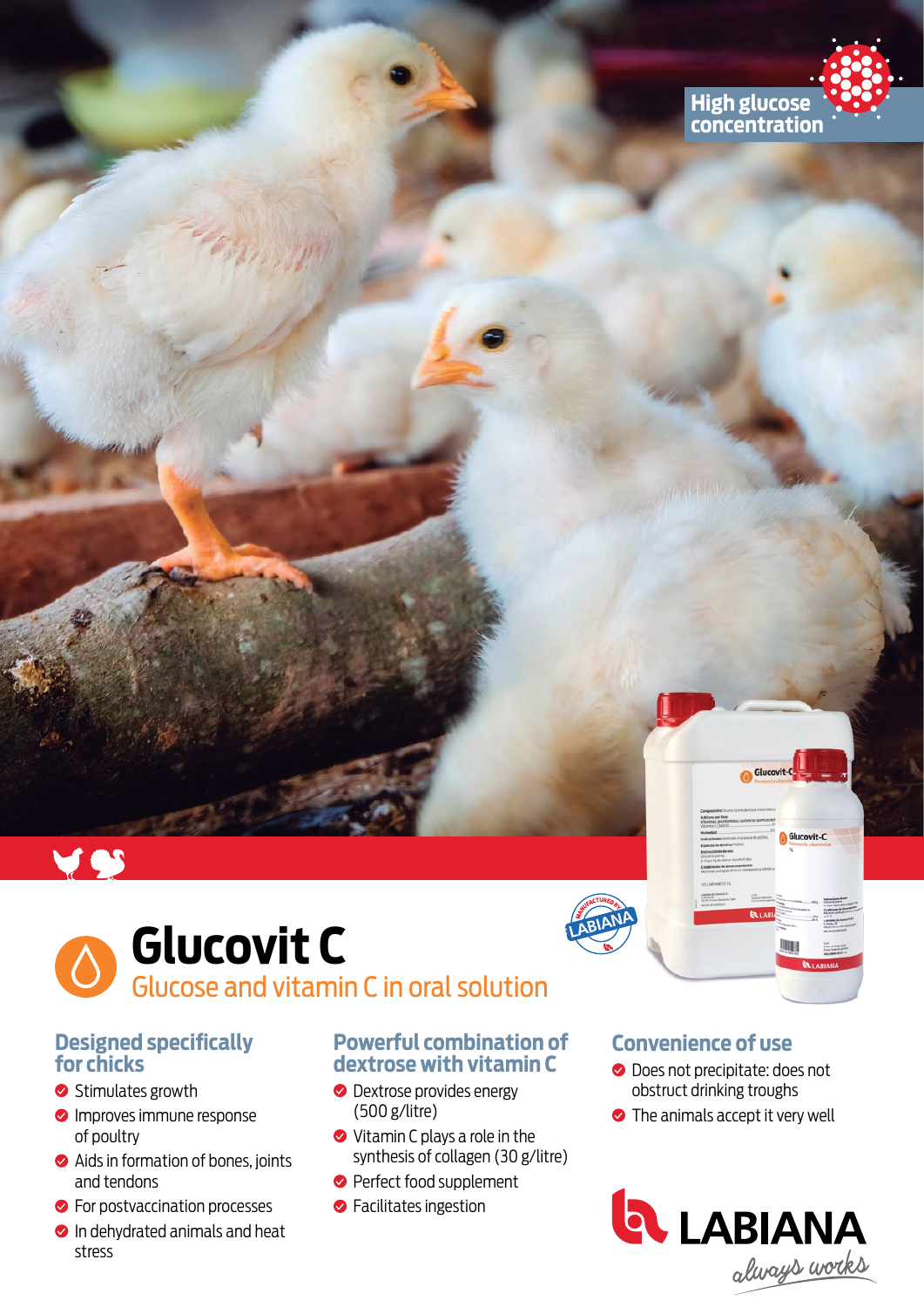High glucose concentration

# Glucovit C

## Glucose and vitamin C in oral solution

### Designed specifically for chicks

- Stimulates growth
- Improves immune response of poultry
- Aids in formation of bones, joints and tendons
- For postvaccination processes
- In dehydrated animals and heat stress

### Powerful combination of dextrose with vitamin C

- Dextrose provides energy (500 g/litre)
- Vitamin C plays a role in the synthesis of collagen (30 g/litre)
- Perfect food supplement
- Facilitates ingestion

### Convenience of use

- Does not precipitate: does not obstruct drinking troughs
- The animals accept it very well

LABIANA *always works*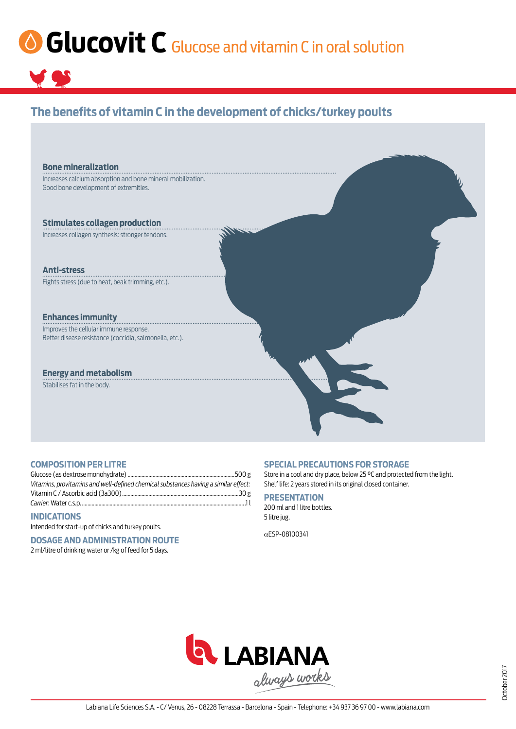# Glucovit C Glucose and vitamin C in oral solution

## The benefits of vitamin C in the development of chicks/turkey poults

### Bone mineralization

Increases calcium absorption and bone mineral mobilization.
Good bone development of extremities.

### Stimulates collagen production

Increases collagen synthesis: stronger tendons.

### Anti-stress

Fights stress (due to heat, beak trimming, etc.).

### Enhances immunity

Improves the cellular immune response.
Better disease resistance (coccidia, salmonella, etc.).

### Energy and metabolism

Stabilises fat in the body.

## COMPOSITION PER LITRE

Glucose (as dextrose monohydrate) ............................................................500 g
*Vitamins, provitamins and well-defined chemical substances having a similar effect:*
Vitamin C / Ascorbic acid (3a300)....................................................................30 g
*Carrier:* Water c.s.p. ...................................................................................................1 l

## INDICATIONS

Intended for start-up of chicks and turkey poults.

## DOSAGE AND ADMINISTRATION ROUTE

2 ml/litre of drinking water or /kg of feed for 5 days.

## SPECIAL PRECAUTIONS FOR STORAGE

Store in a cool and dry place, below 25 ºC and protected from the light.
Shelf life: 2 years stored in its original closed container.

## PRESENTATION

200 ml and 1 litre bottles.
5 litre jug.

αESP-08100341

LABIANA always works

Labiana Life Sciences S.A. - C/ Venus, 26 - 08228 Terrassa - Barcelona - Spain - Telephone: +34 937 36 97 00 - www.labiana.com

October 2017